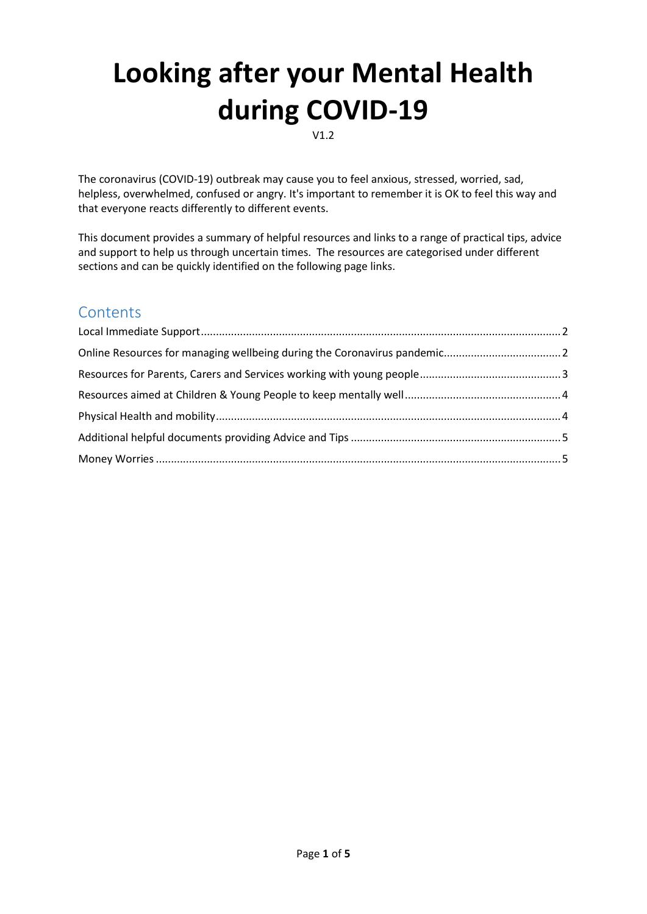# Looking after your Mental Health during COVID-19

V1.2

The coronavirus (COVID-19) outbreak may cause you to feel anxious, stressed, worried, sad, helpless, overwhelmed, confused or angry. It's important to remember it is OK to feel this way and that everyone reacts differently to different events.

This document provides a summary of helpful resources and links to a range of practical tips, advice and support to help us through uncertain times. The resources are categorised under different sections and can be quickly identified on the following page links.

## Contents

- Local Immediate Support ........ 2
- Online Resources for managing wellbeing during the Coronavirus pandemic ........ 2
- Resources for Parents, Carers and Services working with young people ........ 3
- Resources aimed at Children & Young People to keep mentally well ........ 4
- Physical Health and mobility ........ 4
- Additional helpful documents providing Advice and Tips ........ 5
- Money Worries ........ 5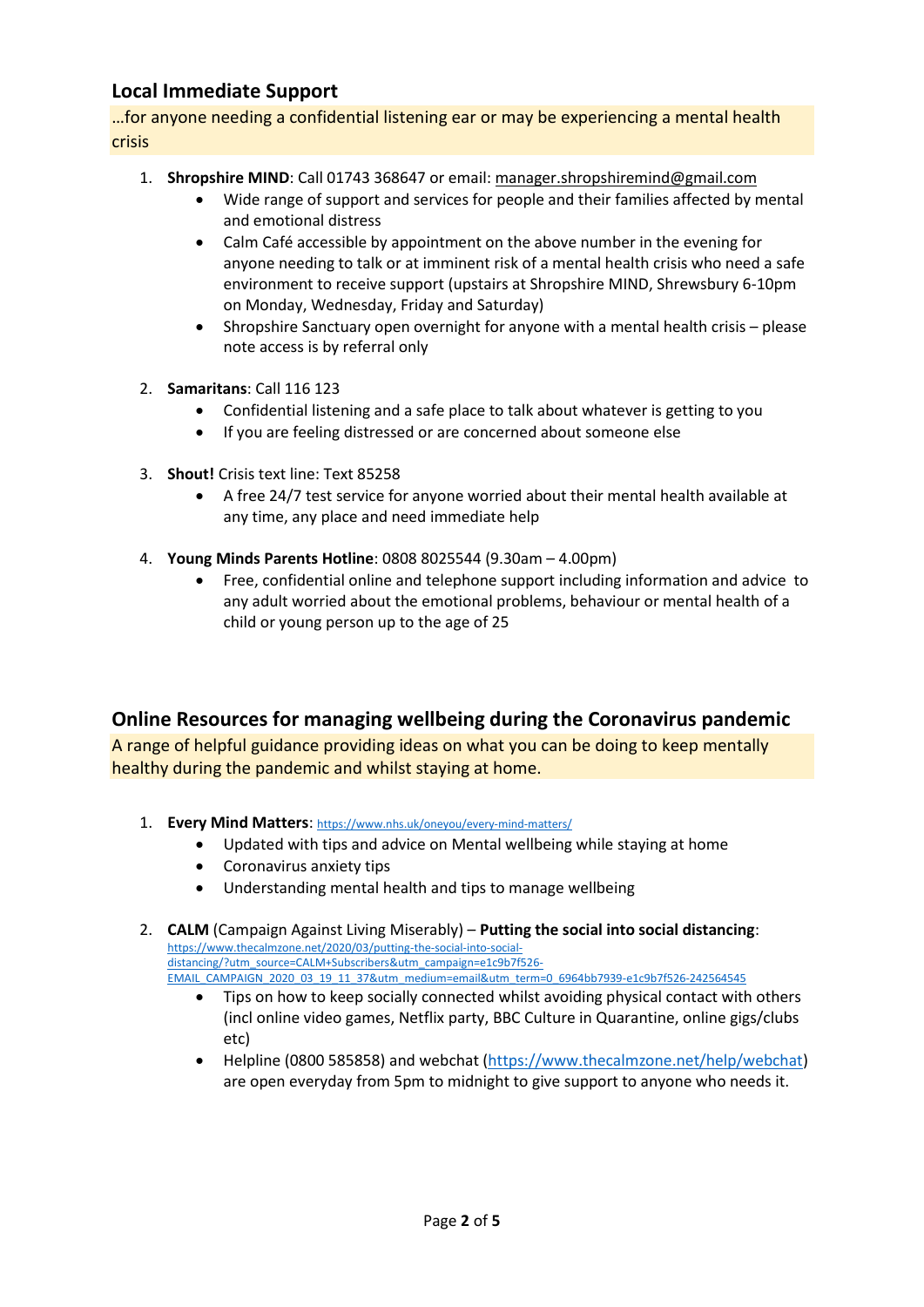## Local Immediate Support

…for anyone needing a confidential listening ear or may be experiencing a mental health crisis

1. **Shropshire MIND**: Call 01743 368647 or email: manager.shropshiremind@gmail.com
   - Wide range of support and services for people and their families affected by mental and emotional distress
   - Calm Café accessible by appointment on the above number in the evening for anyone needing to talk or at imminent risk of a mental health crisis who need a safe environment to receive support (upstairs at Shropshire MIND, Shrewsbury 6-10pm on Monday, Wednesday, Friday and Saturday)
   - Shropshire Sanctuary open overnight for anyone with a mental health crisis – please note access is by referral only

2. **Samaritans**: Call 116 123
   - Confidential listening and a safe place to talk about whatever is getting to you
   - If you are feeling distressed or are concerned about someone else

3. **Shout!** Crisis text line: Text 85258
   - A free 24/7 test service for anyone worried about their mental health available at any time, any place and need immediate help

4. **Young Minds Parents Hotline**: 0808 8025544 (9.30am – 4.00pm)
   - Free, confidential online and telephone support including information and advice to any adult worried about the emotional problems, behaviour or mental health of a child or young person up to the age of 25

## Online Resources for managing wellbeing during the Coronavirus pandemic

A range of helpful guidance providing ideas on what you can be doing to keep mentally healthy during the pandemic and whilst staying at home.

1. **Every Mind Matters**: https://www.nhs.uk/oneyou/every-mind-matters/
   - Updated with tips and advice on Mental wellbeing while staying at home
   - Coronavirus anxiety tips
   - Understanding mental health and tips to manage wellbeing

2. **CALM** (Campaign Against Living Miserably) – **Putting the social into social distancing**: https://www.thecalmzone.net/2020/03/putting-the-social-into-social-distancing/?utm_source=CALM+Subscribers&utm_campaign=e1c9b7f526-EMAIL_CAMPAIGN_2020_03_19_11_37&utm_medium=email&utm_term=0_6964bb7939-e1c9b7f526-242564545
   - Tips on how to keep socially connected whilst avoiding physical contact with others (incl online video games, Netflix party, BBC Culture in Quarantine, online gigs/clubs etc)
   - Helpline (0800 585858) and webchat (https://www.thecalmzone.net/help/webchat) are open everyday from 5pm to midnight to give support to anyone who needs it.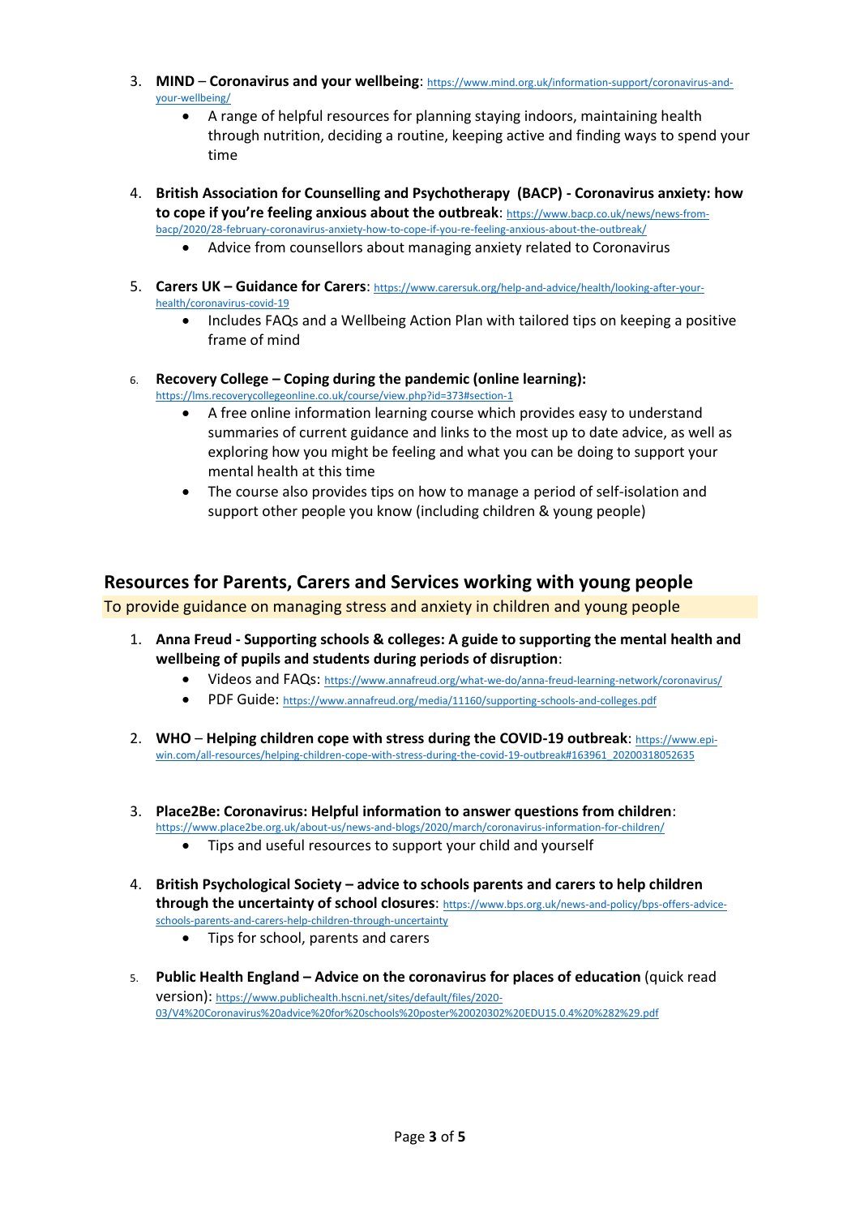3. **MIND – Coronavirus and your wellbeing**: https://www.mind.org.uk/information-support/coronavirus-and-your-wellbeing/
    - A range of helpful resources for planning staying indoors, maintaining health through nutrition, deciding a routine, keeping active and finding ways to spend your time

4. **British Association for Counselling and Psychotherapy (BACP) - Coronavirus anxiety: how to cope if you're feeling anxious about the outbreak**: https://www.bacp.co.uk/news/news-from-bacp/2020/28-february-coronavirus-anxiety-how-to-cope-if-you-re-feeling-anxious-about-the-outbreak/
    - Advice from counsellors about managing anxiety related to Coronavirus

5. **Carers UK – Guidance for Carers**: https://www.carersuk.org/help-and-advice/health/looking-after-your-health/coronavirus-covid-19
    - Includes FAQs and a Wellbeing Action Plan with tailored tips on keeping a positive frame of mind

6. **Recovery College – Coping during the pandemic (online learning):** https://lms.recoverycollegeonline.co.uk/course/view.php?id=373#section-1
    - A free online information learning course which provides easy to understand summaries of current guidance and links to the most up to date advice, as well as exploring how you might be feeling and what you can be doing to support your mental health at this time
    - The course also provides tips on how to manage a period of self-isolation and support other people you know (including children & young people)

## Resources for Parents, Carers and Services working with young people

To provide guidance on managing stress and anxiety in children and young people

1. **Anna Freud - Supporting schools & colleges: A guide to supporting the mental health and wellbeing of pupils and students during periods of disruption**:
    - Videos and FAQs: https://www.annafreud.org/what-we-do/anna-freud-learning-network/coronavirus/
    - PDF Guide: https://www.annafreud.org/media/11160/supporting-schools-and-colleges.pdf

2. **WHO – Helping children cope with stress during the COVID-19 outbreak**: https://www.epi-win.com/all-resources/helping-children-cope-with-stress-during-the-covid-19-outbreak#163961_20200318052635

3. **Place2Be: Coronavirus: Helpful information to answer questions from children**: https://www.place2be.org.uk/about-us/news-and-blogs/2020/march/coronavirus-information-for-children/
    - Tips and useful resources to support your child and yourself

4. **British Psychological Society – advice to schools parents and carers to help children through the uncertainty of school closures**: https://www.bps.org.uk/news-and-policy/bps-offers-advice-schools-parents-and-carers-help-children-through-uncertainty
    - Tips for school, parents and carers

5. **Public Health England – Advice on the coronavirus for places of education** (quick read version): https://www.publichealth.hscni.net/sites/default/files/2020-03/V4%20Coronavirus%20advice%20for%20schools%20poster%20020302%20EDU15.0.4%20%282%29.pdf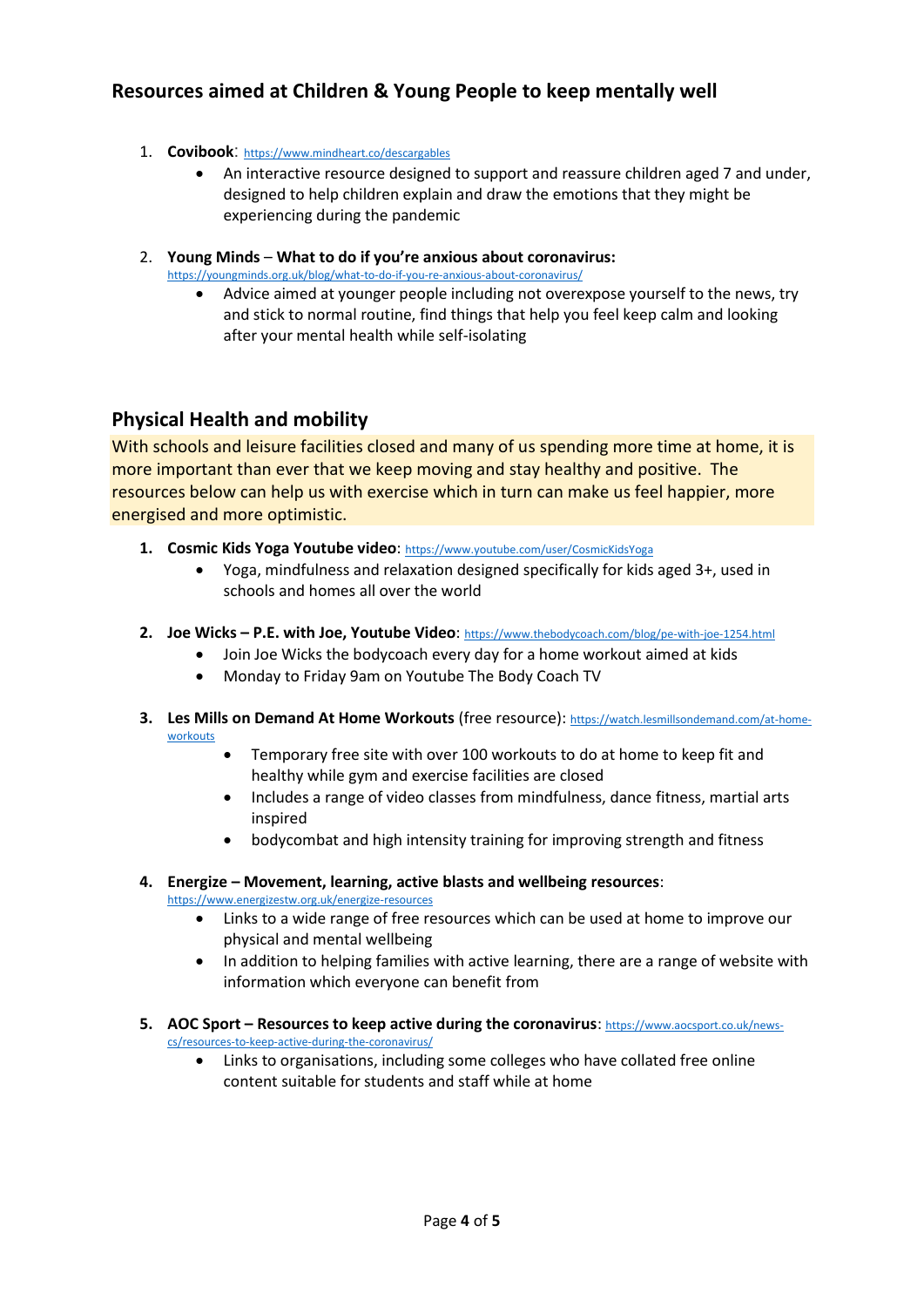## Resources aimed at Children & Young People to keep mentally well

1. **Covibook**: https://www.mindheart.co/descargables
    - An interactive resource designed to support and reassure children aged 7 and under, designed to help children explain and draw the emotions that they might be experiencing during the pandemic

2. **Young Minds** – **What to do if you're anxious about coronavirus:** https://youngminds.org.uk/blog/what-to-do-if-you-re-anxious-about-coronavirus/
    - Advice aimed at younger people including not overexpose yourself to the news, try and stick to normal routine, find things that help you feel keep calm and looking after your mental health while self-isolating

## Physical Health and mobility

With schools and leisure facilities closed and many of us spending more time at home, it is more important than ever that we keep moving and stay healthy and positive. The resources below can help us with exercise which in turn can make us feel happier, more energised and more optimistic.

1. **Cosmic Kids Yoga Youtube video**: https://www.youtube.com/user/CosmicKidsYoga
    - Yoga, mindfulness and relaxation designed specifically for kids aged 3+, used in schools and homes all over the world

2. **Joe Wicks – P.E. with Joe, Youtube Video**: https://www.thebodycoach.com/blog/pe-with-joe-1254.html
    - Join Joe Wicks the bodycoach every day for a home workout aimed at kids
    - Monday to Friday 9am on Youtube The Body Coach TV

3. **Les Mills on Demand At Home Workouts** (free resource): https://watch.lesmillsondemand.com/at-home-workouts
    - Temporary free site with over 100 workouts to do at home to keep fit and healthy while gym and exercise facilities are closed
    - Includes a range of video classes from mindfulness, dance fitness, martial arts inspired
    - bodycombat and high intensity training for improving strength and fitness

4. **Energize – Movement, learning, active blasts and wellbeing resources**: https://www.energizestw.org.uk/energize-resources
    - Links to a wide range of free resources which can be used at home to improve our physical and mental wellbeing
    - In addition to helping families with active learning, there are a range of website with information which everyone can benefit from

5. **AOC Sport – Resources to keep active during the coronavirus**: https://www.aocsport.co.uk/news-cs/resources-to-keep-active-during-the-coronavirus/
    - Links to organisations, including some colleges who have collated free online content suitable for students and staff while at home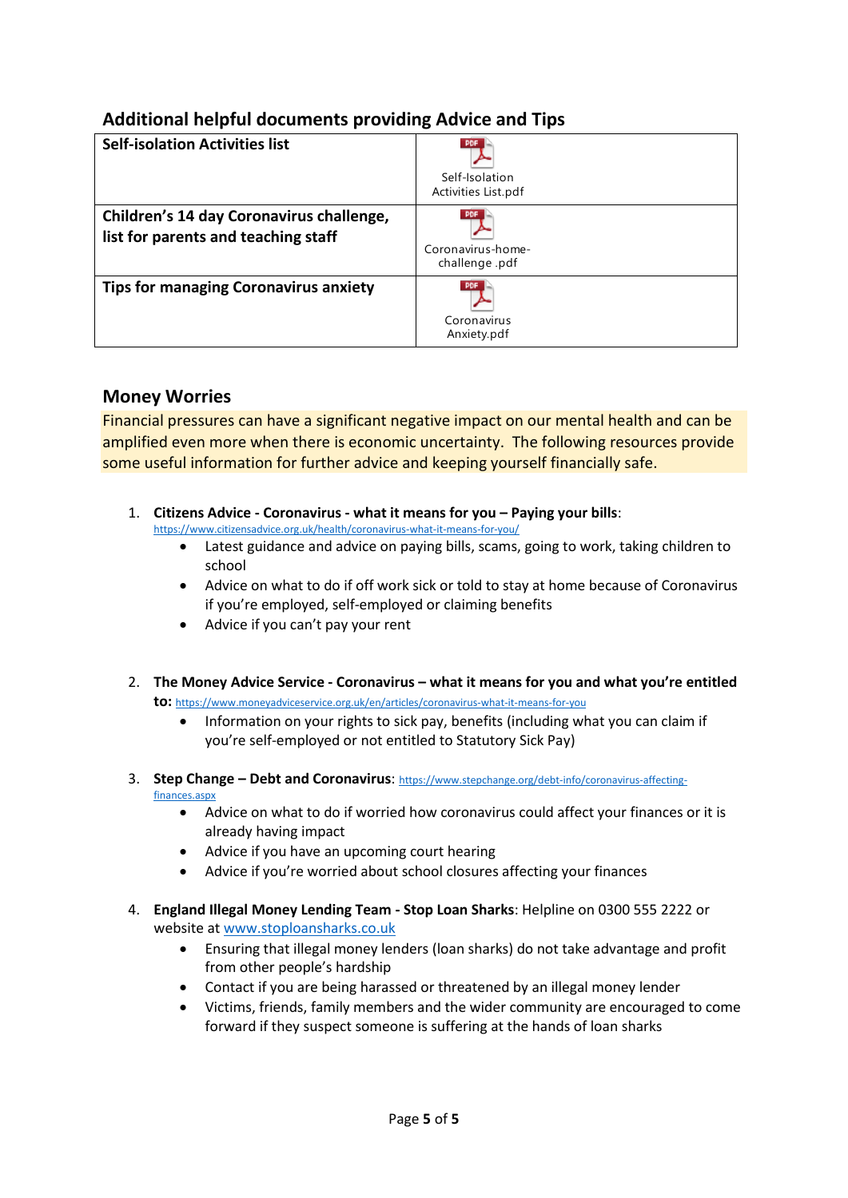## Additional helpful documents providing Advice and Tips

| | |
|---|---|
| **Self-isolation Activities list** | Self-Isolation Activities List.pdf |
| **Children's 14 day Coronavirus challenge, list for parents and teaching staff** | Coronavirus-home-challenge .pdf |
| **Tips for managing Coronavirus anxiety** | Coronavirus Anxiety.pdf |

## Money Worries

Financial pressures can have a significant negative impact on our mental health and can be amplified even more when there is economic uncertainty. The following resources provide some useful information for further advice and keeping yourself financially safe.

1. **Citizens Advice - Coronavirus - what it means for you – Paying your bills**: https://www.citizensadvice.org.uk/health/coronavirus-what-it-means-for-you/
   - Latest guidance and advice on paying bills, scams, going to work, taking children to school
   - Advice on what to do if off work sick or told to stay at home because of Coronavirus if you're employed, self-employed or claiming benefits
   - Advice if you can't pay your rent

2. **The Money Advice Service - Coronavirus – what it means for you and what you're entitled to:** https://www.moneyadviceservice.org.uk/en/articles/coronavirus-what-it-means-for-you
   - Information on your rights to sick pay, benefits (including what you can claim if you're self-employed or not entitled to Statutory Sick Pay)

3. **Step Change – Debt and Coronavirus**: https://www.stepchange.org/debt-info/coronavirus-affecting-finances.aspx
   - Advice on what to do if worried how coronavirus could affect your finances or it is already having impact
   - Advice if you have an upcoming court hearing
   - Advice if you're worried about school closures affecting your finances

4. **England Illegal Money Lending Team - Stop Loan Sharks**: Helpline on 0300 555 2222 or website at www.stoploansharks.co.uk
   - Ensuring that illegal money lenders (loan sharks) do not take advantage and profit from other people's hardship
   - Contact if you are being harassed or threatened by an illegal money lender
   - Victims, friends, family members and the wider community are encouraged to come forward if they suspect someone is suffering at the hands of loan sharks